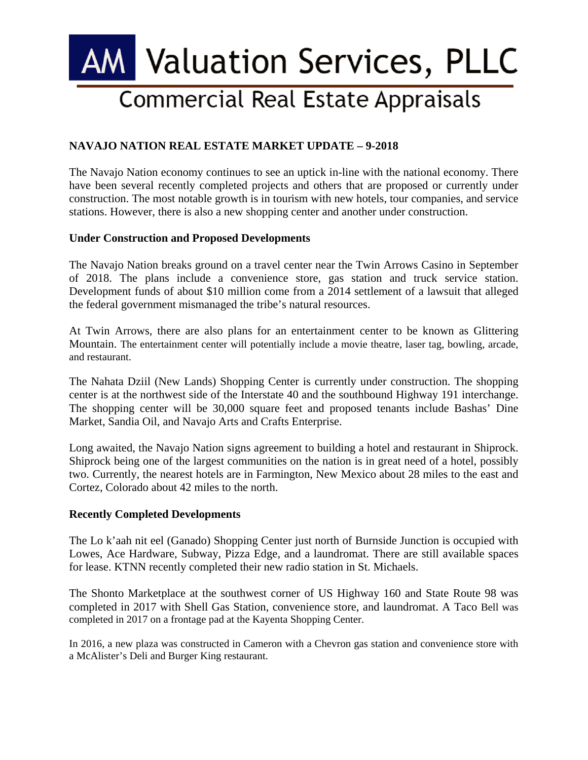# AM Valuation Services, PLLC

## Commercial Real Estate Appraisals

**NAVAJO NATION REAL ESTATE MARKET UPDATE – 9-2018**

The Navajo Nation economy continues to see an uptick in-line with the national economy. There have been several recently completed projects and others that are proposed or currently under construction. The most notable growth is in tourism with new hotels, tour companies, and service stations. However, there is also a new shopping center and another under construction.

**Under Construction and Proposed Developments**

The Navajo Nation breaks ground on a travel center near the Twin Arrows Casino in September of 2018. The plans include a convenience store, gas station and truck service station. Development funds of about $10 million come from a 2014 settlement of a lawsuit that alleged the federal government mismanaged the tribe's natural resources.

At Twin Arrows, there are also plans for an entertainment center to be known as Glittering Mountain. The entertainment center will potentially include a movie theatre, laser tag, bowling, arcade, and restaurant.

The Nahata Dziil (New Lands) Shopping Center is currently under construction. The shopping center is at the northwest side of the Interstate 40 and the southbound Highway 191 interchange. The shopping center will be 30,000 square feet and proposed tenants include Bashas' Dine Market, Sandia Oil, and Navajo Arts and Crafts Enterprise.

Long awaited, the Navajo Nation signs agreement to building a hotel and restaurant in Shiprock. Shiprock being one of the largest communities on the nation is in great need of a hotel, possibly two. Currently, the nearest hotels are in Farmington, New Mexico about 28 miles to the east and Cortez, Colorado about 42 miles to the north.

**Recently Completed Developments**

The Lo k'aah nit eel (Ganado) Shopping Center just north of Burnside Junction is occupied with Lowes, Ace Hardware, Subway, Pizza Edge, and a laundromat. There are still available spaces for lease. KTNN recently completed their new radio station in St. Michaels.

The Shonto Marketplace at the southwest corner of US Highway 160 and State Route 98 was completed in 2017 with Shell Gas Station, convenience store, and laundromat. A Taco Bell was completed in 2017 on a frontage pad at the Kayenta Shopping Center.

In 2016, a new plaza was constructed in Cameron with a Chevron gas station and convenience store with a McAlister's Deli and Burger King restaurant.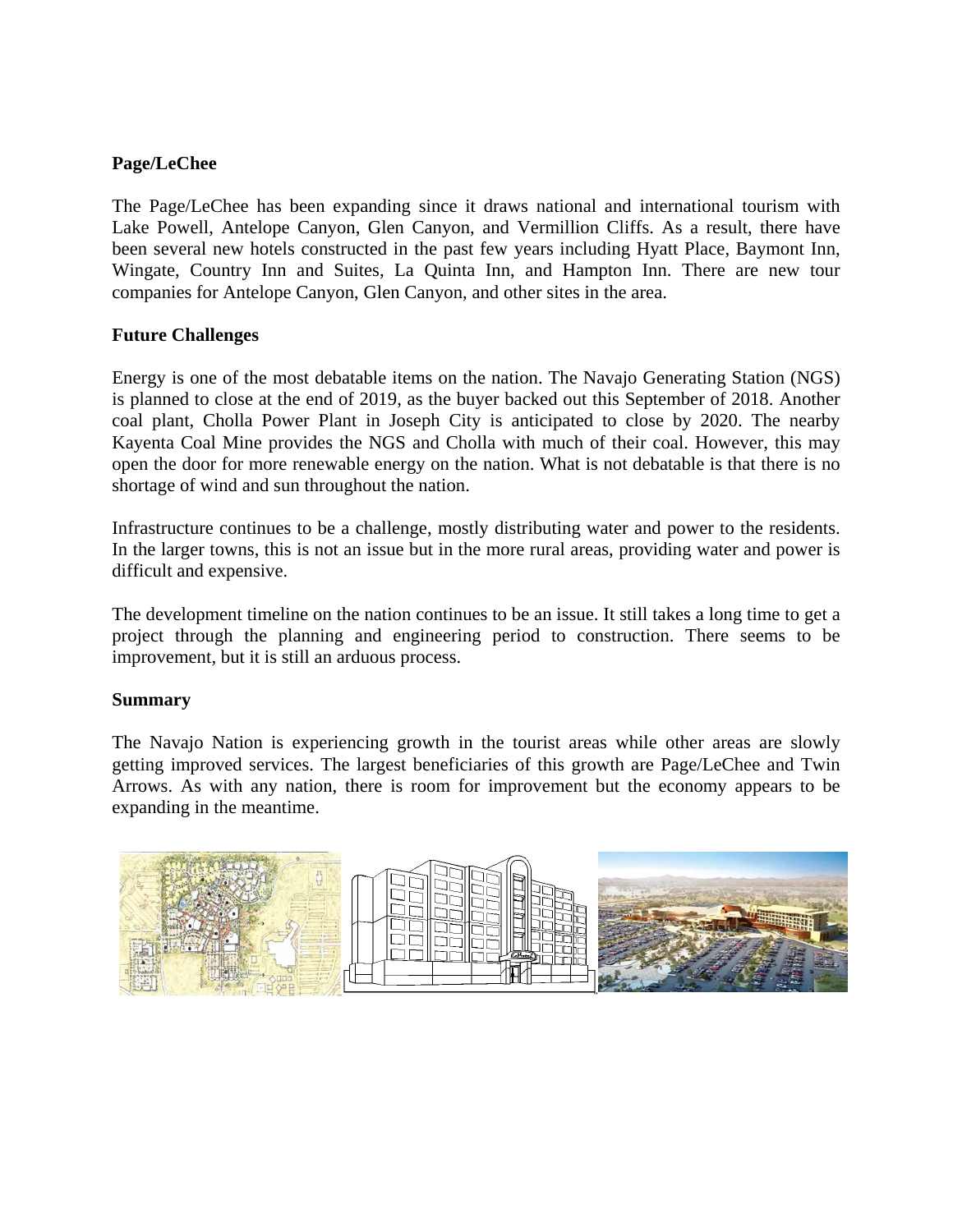**Page/LeChee**

The Page/LeChee has been expanding since it draws national and international tourism with Lake Powell, Antelope Canyon, Glen Canyon, and Vermillion Cliffs. As a result, there have been several new hotels constructed in the past few years including Hyatt Place, Baymont Inn, Wingate, Country Inn and Suites, La Quinta Inn, and Hampton Inn. There are new tour companies for Antelope Canyon, Glen Canyon, and other sites in the area.

**Future Challenges**

Energy is one of the most debatable items on the nation. The Navajo Generating Station (NGS) is planned to close at the end of 2019, as the buyer backed out this September of 2018. Another coal plant, Cholla Power Plant in Joseph City is anticipated to close by 2020. The nearby Kayenta Coal Mine provides the NGS and Cholla with much of their coal. However, this may open the door for more renewable energy on the nation. What is not debatable is that there is no shortage of wind and sun throughout the nation.

Infrastructure continues to be a challenge, mostly distributing water and power to the residents. In the larger towns, this is not an issue but in the more rural areas, providing water and power is difficult and expensive.

The development timeline on the nation continues to be an issue. It still takes a long time to get a project through the planning and engineering period to construction. There seems to be improvement, but it is still an arduous process.

**Summary**

The Navajo Nation is experiencing growth in the tourist areas while other areas are slowly getting improved services. The largest beneficiaries of this growth are Page/LeChee and Twin Arrows. As with any nation, there is room for improvement but the economy appears to be expanding in the meantime.